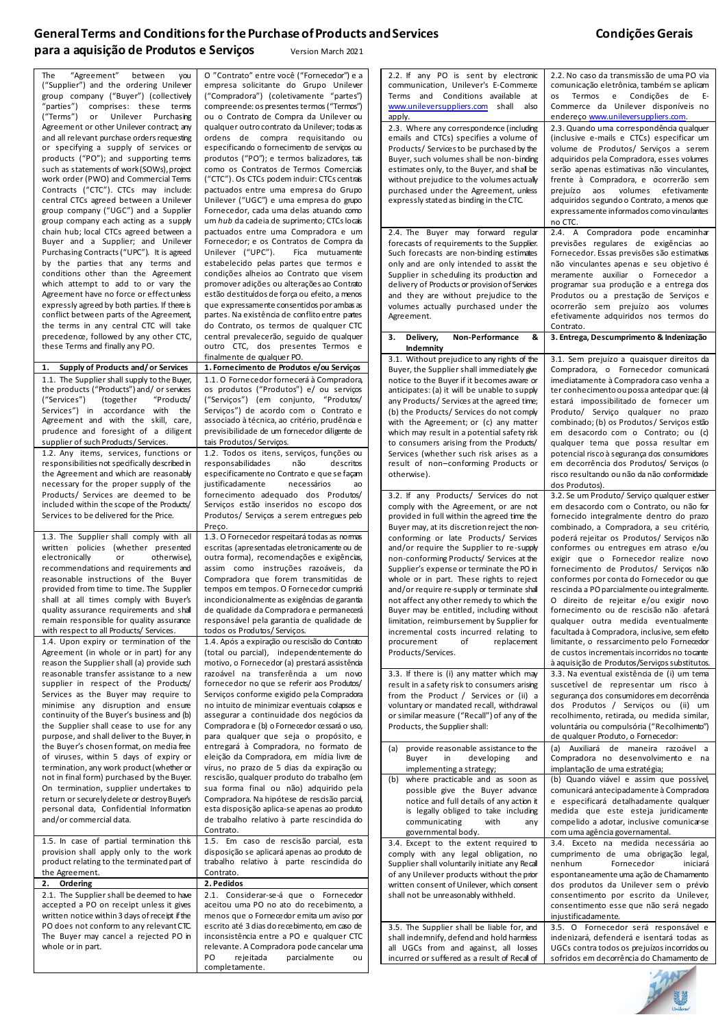# General Terms and Conditions for the Purchase of Products and Services

# Condições Gerais para a aquisição de Produtos e Serviços

Version March 2021

| English | Português |
|---|---|
| The "Agreement" between you ("Supplier") and the ordering Unilever group company ("Buyer") (collectively "parties") comprises: these terms ("Terms") or Unilever Purchasing Agreement or other Unilever contract; any and all relevant purchase orders requesting or specifying a supply of services or products ("PO"); and supporting terms such as statements of work (SOWs), project work order (PWO) and Commercial Terms Contracts ("CTC"). CTCs may include: central CTCs agreed between a Unilever group company ("UGC") and a Supplier group company each acting as a supply chain hub; local CTCs agreed between a Buyer and a Supplier; and Unilever Purchasing Contracts ("UPC"). It is agreed by the parties that any terms and conditions other than the Agreement which attempt to add to or vary the Agreement have no force or effect unless expressly agreed by both parties. If there is conflict between parts of the Agreement, the terms in any central CTC will take precedence, followed by any other CTC, these Terms and finally any PO. | O "Contrato" entre você ("Fornecedor") e a empresa solicitante do Grupo Unilever ("Compradora") (coletivamente "partes") compreende: os presentes termos ("Termos") ou o Contrato de Compra da Unilever ou qualquer outro contrato da Unilever; todas as ordens de compra requisitando ou especificando o fornecimento de serviços ou produtos ("PO"); e termos balizadores, tais como os Contratos de Termos Comerciais ("CTC"). Os CTCs podem incluir: CTCs centrais pactuados entre uma empresa do Grupo Unilever ("UGC") e uma empresa do grupo Fornecedor, cada uma delas atuando como um *hub* da cadeia de suprimento; CTCs locais pactuados entre uma Compradora e um Fornecedor; e os Contratos de Compra da Unilever ("UPC"). Fica mutuamente estabelecido pelas partes que termos e condições alheios ao Contrato que visem promover adições ou alterações ao Contrato estão destituídos de força ou efeito, a menos que expressamente consentidos por ambas as partes. Na existência de conflito entre partes do Contrato, os termos de qualquer CTC central prevalecerão, seguido de qualquer outro CTC, dos presentes Termos e finalmente de qualquer PO. |
| **1. Supply of Products and/ or Services** | **1. Fornecimento de Produtos e/ou Serviços** |
| 1.1. The Supplier shall supply to the Buyer, the products ("Products") and/ or services ("Services") (together "Products/ Services") in accordance with the Agreement and with the skill, care, prudence and foresight of a diligent supplier of such Products/ Services. | 1.1. O Fornecedor fornecerá à Compradora, os produtos ("Produtos") e/ ou serviços ("Serviços") (em conjunto, "Produtos/ Serviços") de acordo com o Contrato e associado à técnica, ao critério, prudência e previsibilidade de um fornecedor diligente de tais Produtos/ Serviços. |
| 1.2. Any items, services, functions or responsibilities not specifically described in the Agreement and which are reasonably necessary for the proper supply of the Products/ Services are deemed to be included within the scope of the Products/ Services to be delivered for the Price. | 1.2. Todos os itens, serviços, funções ou responsabilidades não descritos especificamente no Contrato e que se façam justificadamente necessários ao fornecimento adequado dos Produtos/ Serviços estão inseridos no escopo dos Produtos/ Serviços a serem entregues pelo Preço. |
| 1.3. The Supplier shall comply with all written policies (whether presented electronically or otherwise), recommendations and requirements and reasonable instructions of the Buyer provided from time to time. The Supplier shall at all times comply with Buyer's quality assurance requirements and shall remain responsible for quality assurance with respect to all Products/ Services. | 1.3. O Fornecedor respeitará todas as normas escritas (apresentadas eletronicamente ou de outra forma), recomendações e exigências, assim como instruções razoáveis, da Compradora que forem transmitidas de tempos em tempos. O Fornecedor cumprirá incondicionalmente as exigências de garantia de qualidade da Compradora e permanecerá responsável pela garantia de qualidade de todos os Produtos/ Serviços. |
| 1.4. Upon expiry or termination of the Agreement (in whole or in part) for any reason the Supplier shall (a) provide such reasonable transfer assistance to a new supplier in respect of the Products/ Services as the Buyer may require to minimise any disruption and ensure continuity of the Buyer's business and (b) the Supplier shall cease to use for any purpose, and shall deliver to the Buyer, in the Buyer's chosen format, on media free of viruses, within 5 days of expiry or termination, any work product (whether or not in final form) purchased by the Buyer. On termination, supplier undertakes to return or securely delete or destroy Buyer's personal data, Confidential Information and/or commercial data. | 1.4. Após a expiração ou rescisão do Contrato (total ou parcial), independentemente do motivo, o Fornecedor (a) prestará assistência razoável na transferência a um novo fornecedor no que se referir aos Produtos/ Serviços conforme exigido pela Compradora no intuito de minimizar eventuais colapsos e assegurar a continuidade dos negócios da Compradora e (b) o Fornecedor cessará o uso, para qualquer que seja o propósito, e entregará à Compradora, no formato de eleição da Compradora, em mídia livre de vírus, no prazo de 5 dias da expiração ou rescisão, qualquer produto do trabalho (em sua forma final ou não) adquirido pela Compradora. Na hipótese de rescisão parcial, esta disposição aplica-se apenas ao produto de trabalho relativo à parte rescindida do Contrato. |
| 1.5. In case of partial termination this provision shall apply only to the work product relating to the terminated part of the Agreement. | 1.5. Em caso de rescisão parcial, esta disposição se aplicará apenas ao produto de trabalho relativo à parte rescindida do Contrato. |
| **2. Ordering** | **2. Pedidos** |
| 2.1. The Supplier shall be deemed to have accepted a PO on receipt unless it gives written notice within 3 days of receipt if the PO does not conform to any relevant CTC. The Buyer may cancel a rejected PO in whole or in part. | 2.1. Considerar-se-á que o Fornecedor aceitou uma PO no ato do recebimento, a menos que o Fornecedor emita um aviso por escrito até 3 dias do recebimento, em caso de inconsistência entre a PO e qualquer CTC relevante. A Compradora pode cancelar uma PO rejeitada parcial ou completamente. |
| 2.2. If any PO is sent by electronic communication, Unilever's E-Commerce Terms and Conditions available at www.unileversuppliers.com shall also apply. | 2.2. No caso da transmissão de uma PO via comunicação eletrônica, também se aplicam os Termos e Condições de E-Commerce da Unilever disponíveis no endereço www.unileversuppliers.com. |
| 2.3. Where any correspondence (including emails and CTCs) specifies a volume of Products/ Services to be purchased by the Buyer, such volumes shall be non-binding estimates only, to the Buyer, and shall be without prejudice to the volumes actually purchased under the Agreement, unless expressly stated as binding in the CTC. | 2.3. Quando uma correspondência qualquer (inclusive e-mails e CTCs) especificar um volume de Produtos/ Serviços a serem adquiridos pela Compradora, esses volumes serão apenas estimativas não vinculantes, frente à Compradora, e ocorrerão sem prejuízo aos volumes efetivamente adquiridos segundo o Contrato, a menos que expressamente informados como vinculantes no CTC. |
| 2.4. The Buyer may forward regular forecasts of requirements to the Supplier. Such forecasts are non-binding estimates only and are only intended to assist the Supplier in scheduling its production and delivery of Products or provision of Services and they are without prejudice to the volumes actually purchased under the Agreement. | 2.4. A Compradora pode encaminhar previsões regulares de exigências ao Fornecedor. Essas previsões são estimativas não vinculantes apenas e seu objetivo é meramente auxiliar o Fornecedor a programar sua produção e a entrega dos Produtos ou a prestação de Serviços e ocorrerão sem prejuízo aos volumes efetivamente adquiridos nos termos do Contrato. |
| **3. Delivery, Non-Performance & Indemnity** | **3. Entrega, Descumprimento & Indenização** |
| 3.1. Without prejudice to any rights of the Buyer, the Supplier shall immediately give notice to the Buyer if it becomes aware or anticipates: (a) it will be unable to supply any Products/ Services at the agreed time; (b) the Products/ Services do not comply with the Agreement; or (c) any matter which may result in a potential safety risk to consumers arising from the Products/ Services (whether such risk arises as a result of non–conforming Products or otherwise). | 3.1. Sem prejuízo a quaisquer direitos da Compradora, o Fornecedor comunicará imediatamente à Compradora caso venha a ter conhecimento ou possa antecipar que: (a) estará impossibilitado de fornecer um Produto/ Serviço qualquer no prazo combinado; (b) os Produtos/ Serviços estão em desacordo com o Contrato; ou (c) qualquer tema que possa resultar em potencial risco à segurança dos consumidores em decorrência dos Produtos/ Serviços (o risco resultando ou não da não conformidade dos Produtos). |
| 3.2. If any Products/ Services do not comply with the Agreement, or are not provided in full within the agreed time the Buyer may, at its discretion reject the non-conforming or late Products/ Services and/or require the Supplier to re-supply non-conforming Products/ Services at the Supplier's expense or terminate the PO in whole or in part. These rights to reject and/or require re-supply or terminate shall not affect any other remedy to which the Buyer may be entitled, including without limitation, reimbursement by Supplier for incremental costs incurred relating to procurement of replacement Products/Services. | 3.2. Se um Produto/ Serviço qualquer estiver em desacordo com o Contrato, ou não for fornecido integralmente dentro do prazo combinado, a Compradora, a seu critério, poderá rejeitar os Produtos/ Serviços não conformes ou entregues em atraso e/ou exigir que o Fornecedor realize novo fornecimento de Produtos/ Serviços não conformes por conta do Fornecedor ou que rescinda a PO parcialmente ou integralmente. O direito de rejeitar e/ou exigir novo fornecimento ou de rescisão não afetará qualquer outra medida eventualmente facultada à Compradora, inclusive, sem efeito limitante, o ressarcimento pelo Fornecedor de custos incrementais incorridos no tocante à aquisição de Produtos/Serviços substitutos. |
| 3.3. If there is (i) any matter which may result in a safety risk to consumers arising from the Product / Services or (ii) a voluntary or mandated recall, withdrawal or similar measure ("Recall") of any of the Products, the Supplier shall: | 3.3. Na eventual existência de (i) um tema suscetível de representar um risco à segurança dos consumidores em decorrência dos Produtos / Serviços ou (ii) um recolhimento, retirada, ou medida similar, voluntária ou compulsória ("Recolhimento") de qualquer Produto, o Fornecedor: |
| (a) provide reasonable assistance to the Buyer in developing and implementing a strategy; | (a) Auxiliará de maneira razoável a Compradora no desenvolvimento e na implantação de uma estratégia; |
| (b) where practicable and as soon as possible give the Buyer advance notice and full details of any action it is legally obliged to take including communicating with any governmental body. | (b) Quando viável e assim que possível, comunicará antecipadamente à Compradora e especificará detalhadamente qualquer medida que este esteja juridicamente compelido a adotar, inclusive comunicar-se com uma agência governamental. |
| 3.4. Except to the extent required to comply with any legal obligation, no Supplier shall voluntarily initiate any Recall of any Unilever products without the prior written consent of Unilever, which consent shall not be unreasonably withheld. | 3.4. Exceto na medida necessária ao cumprimento de uma obrigação legal, nenhum Fornecedor iniciará espontaneamente uma ação de Chamamento dos produtos da Unilever sem o prévio consentimento por escrito da Unilever, consentimento esse que não será negado injustificadamente. |
| 3.5. The Supplier shall be liable for, and shall indemnify, defend and hold harmless all UGCs from and against, all losses incurred or suffered as a result of Recall of | 3.5. O Fornecedor será responsável e indenizará, defenderá e isentará todas as UGCs contra todos os prejuízos incorridos ou sofridos em decorrência do Chamamento de |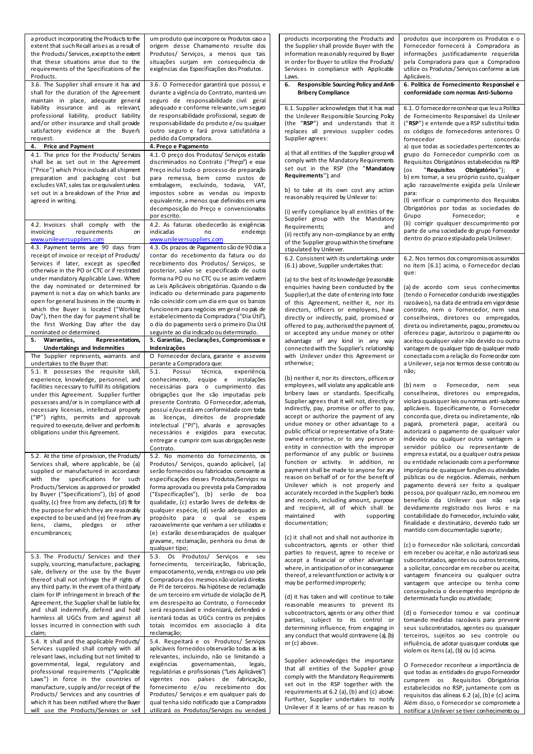| | |
|---|---|
| a product incorporating the Products to the extent that such Recall arises as a result of the Products/Services, except to the extent that these situations arise due to the requirements of the Specifications of the Products. | um produto que incorpore os Produtos caso a origem desse Chamamento resulte dos Produtos/ Serviços, a menos que tais situações surjam em consequência de exigências das Especificações dos Produtos. |
| 3.6. The Supplier shall ensure it has and shall for the duration of the Agreement maintain in place, adequate general liability insurance and as relevant, professional liability, product liability and/or other insurance and shall provide satisfactory evidence at the Buyer's request. | 3.6. O Fornecedor garantirá que possui, e durante a vigência do Contrato, manterá um seguro de responsabilidade civil geral adequado e conforme relevante, um seguro de responsabilidade profissional, seguro de responsabilidade do produto e/ou qualquer outro seguro e fará prova satisfatória a pedido da Compradora. |
| **4. Price and Payment** | **4. Preço e Pagamento** |
| 4.1. The price for the Products/ Services shall be as set out in the Agreement ("Price") which Price includes all shipment preparation and packaging cost but excludes VAT, sales tax or equivalent unless set out in a breakdown of the Price and agreed in writing. | 4.1. O preço dos Produtos/ Serviços estarão discriminados no Contrato ("Preço") e esse Preço inclui todo o processo de preparação para remessa, bem como custos de embalagem, excluindo, todavia, VAT, impostos sobre as vendas ou imposto equivalente, a menos que definidos em uma decomposição do Preço e convencionados por escrito. |
| 4.2. Invoices shall comply with the invoicing requirements on www.unileversuppliers.com | 4.2. As faturas obedecerão às exigências indicadas no endereço www.unileversuppliers.com |
| 4.3. Payment terms are 90 days from receipt of invoice or receipt of Products/ Services if later, except as specified otherwise in the PO or CTC or if restricted under mandatory Applicable Laws. Where the day nominated or determined for payment is not a day on which banks are open for general business in the country in which the Buyer is located ("Working Day"), then the day for payment shall be the first Working Day after the day nominated or determined. | 4.3. Os prazos de Pagamento são de 90 dias a contar do recebimento da fatura ou do recebimento dos Produtos/ Serviços, se posterior, salvo se especificado de outra forma na PO ou no CTC ou se assim vedarem as Leis Aplicáveis obrigatórias. Quando o dia indicado ou determinado para pagamento não coincidir com um dia em que os bancos funcionem para negócios em geral no país de estabelecimento da Compradora ("Dia Útil"), o dia do pagamento será o primeiro Dia Útil seguinte ao dia indicado ou determinado. |
| **5. Warranties, Representations, Undertakings and Indemnities** | **5. Garantias, Declarações, Compromissos e Indenizações** |
| The Supplier represents, warrants and undertakes to the Buyer that: | O Fornecedor declara, garante e assevera perante a Compradora que: |
| 5.1. It possesses the requisite skill, experience, knowledge, personnel, and facilities necessary to fulfill its obligations under this Agreement. Supplier further possesses and/or is in compliance with all necessary licenses, intellectual property ("IP") rights, permits and approvals required to execute, deliver and perform its obligations under this Agreement. | 5.1. Possui técnica, experiência, conhecimento, equipe e instalações necessárias para o cumprimento das obrigações que lhe são imputadas pelo presente Contrato. O Fornecedor, ademais, possui e/ou está em conformidade com todas as licenças, direitos de propriedade intelectual ("PI"), alvarás e aprovações necessários e exigidos para executar, entregar e cumprir com suas obrigações neste Contrato. |
| 5.2. At the time of provision, the Products/ Services shall, where applicable, be (a) supplied or manufactured in accordance with the specifications for such Products/Services as approved or provided by Buyer ("Specifications"), (b) of good quality, (c) free from any defects, (d) fit for the purpose for which they are reasonably expected to be used and (e) free from any liens, claims, pledges or other encumbrances; | 5.2. No momento do fornecimento, os Produtos/ Serviços, quando aplicável, (a) serão fornecidos ou fabricados consoante as especificações desses Produtos/Serviços na forma aprovada ou prevista pela Compradora ("Especificações"), (b) serão de boa qualidade, (c) estarão livres de defeitos de qualquer espécie, (d) serão adequados ao propósito para o qual se espera razoavelmente que venham a ser utilizados e (e) estarão desembaraçados de qualquer gravame, reclamação, penhora ou ônus de qualquer tipo; |
| 5.3. The Products/ Services and their supply, sourcing, manufacture, packaging, sale, delivery or the use by the Buyer thereof shall not infringe the IP rights of any third party. In the event of a third party claim for IP infringement in breach of the Agreement, the Supplier shall be liable for, and shall indemnify, defend and hold harmless all UGCs from and against all losses incurred in connection with such claim; | 5.3. Os Produtos/ Serviços e seu fornecimento, terceirização, fabricação, empacotamento, venda, entrega ou uso pela Compradora dos mesmos não violará direitos de PI de terceiros. Na hipótese de reclamação de um terceiro em virtude de violação de PI, em desrespeito ao Contrato, o Fornecedor será responsável e indenizará, defenderá e isentará todas as UGCs contra os prejuízos totais incorridos em associação à dita reclamação; |
| 5.4. It shall and the applicable Products/ Services supplied shall comply with all relevant laws, including but not limited to governmental, legal, regulatory and professional requirements ("Applicable Laws") in force in the countries of manufacture, supply and/or receipt of the Products/ Services and any countries of which it has been notified where the Buyer will use the Products/Services or sell products incorporating the Products and the Supplier shall provide Buyer with the information reasonably required by Buyer in order for Buyer to utilize the Products/ Services in compliance with Applicable Laws. | 5.4. Respeitará e os Produtos/ Serviços aplicáveis fornecidos observarão todas as leis relevantes, incluindo, não se limitando a exigências governamentais, legais, regulatórias e profissionais ("Leis Aplicáveis") vigentes nos países de fabricação, fornecimento e/ou recebimento dos Produtos/ Serviços e em qualquer país do qual tenha sido notificado que a Compradora utilizará os Produtos/Serviços ou venderá produtos que incorporem os Produtos e o Fornecedor fornecerá à Compradora as informações justificadamente requeridas pela Compradora para que a Compradora utilize os Produtos/Serviços conforme as Leis Aplicáveis. |
| **6. Responsible Sourcing Policy and Anti-Bribery Compliance** | **6. Política de Fornecimento Responsável e conformidade com normas Anti-Suborno** |
| 6.1. Supplier acknowledges that it has read the Unilever Responsible Sourcing Policy (the "**RSP**") and understands that it replaces all previous supplier codes. Supplier agrees:<br><br>a) that all entities of the Supplier group will comply with the Mandatory Requirements set out in the RSP (the "**Mandatory Requirements**"); and<br><br>b) to take at its own cost any action reasonably required by Unilever to:<br><br>(i) verify compliance by all entities of the Supplier group with the Mandatory Requirements; and<br>(ii) rectify any non-compliance by an entity of the Supplier group within the timeframe stipulated by Unilever. | 6.1. O fornecedor reconhece que leu a Política de Fornecimento Responsável da Unilever ("**RSP**") e entende que a RSP substitui todos os códigos de fornecedores anteriores. O fornecedor concorda:<br>a) que todas as sociedades pertencentes ao grupo do Fornecedor cumprirão com os Requisitos Obrigatórios estabelecidos na RSP (os "**Requisitos Obrigatórios**"); e<br>b) em tomar, a seu próprio custo, qualquer ação razoavelmente exigida pela Unilever para:<br>(I) verificar o cumprimento dos Requisitos Obrigatórios por todas as sociedades do Grupo Fornecedor; e<br>(ii) corrigir qualquer descumprimento por parte de uma sociedade do grupo Fornecedor dentro do prazo estipulado pela Unilever. |
| 6.2. Consistent with its undertakings under (6.1) above, Supplier undertakes that:<br><br>(a) to the best of its knowledge (reasonable enquiries having been conducted by the Supplier),at the date of entering into force of this Agreement, neither it, nor its directors, officers or employees, have directly or indirectly, paid, promised or offered to pay, authorised the payment of, or accepted any undue money or other advantage of any kind in any way connected with the Supplier's relationship with Unilever under this Agreement or otherwise;<br><br>(b) neither it, nor its directors, officers or employees, will violate any applicable anti-bribery laws or standards. Specifically, Supplier agrees that it will not, directly or indirectly, pay, promise or offer to pay, accept or authorize the payment of any undue money or other advantage to a public official or representative of a State-owned enterprise, or to any person or entity in connection with the improper performance of any public or business function or activity. In addition, no payment shall be made to anyone for any reason on behalf of or for the benefit of Unilever which is not properly and accurately recorded in the Supplier's books and records, including amount, purpose and recipient, all of which shall be maintained with supporting documentation;<br><br>(c) it shall not and shall not authorize its subcontractors, agents or other third parties to request, agree to receive or accept a financial or other advantage where, in anticipation of or in consequence thereof, a relevant function or activity is or may be performed improperly;<br><br>(d) it has taken and will continue to take reasonable measures to prevent its subcontractors, agents or any other third parties, subject to its control or determining influence, from engaging in any conduct that would contravene (a), (b) or (c) above.<br><br>Supplier acknowledges the importance that all entities of the Supplier group comply with the Mandatory Requirements set out in the RSP together with the requirements at 6.2 (a), (b) and (c) above. Further, Supplier undertakes to notify Unilever if it learns of or has reason to | 6.2. Nos termos dos compromissos assumidos no item [6.1] acima, o Fornecedor declara que:<br><br>(a) de acordo com seus conhecimentos (tendo o Fornecedor conduzido investigações razoáveis), na data de entrada em vigor desse contrato, nem o Fornecedor, nem seus conselheiros, diretores ou empregados, direta ou indiretamente, pagou, prometeu ou ofereceu pagar, autorizou o pagamento ou aceitou qualquer valor não devido ou outra vantagem de qualquer tipo de qualquer modo conectada com a relação do Fornecedor com a Unilever, seja nos termos desse contrato ou não;<br><br>(b) nem o Fornecedor, nem seus conselheiros, diretores ou empregados, violará quaisquer leis ou normas anti-suborno aplicáveis. Especificamente, o Fornecedor concorda que, direta ou indiretamente, não pagará, prometerá pagar, aceitará ou autorizará o pagamento de qualquer valor indevido ou qualquer outra vantagem a servidor público ou representante de empresa estatal, ou a qualquer outra pessoa ou entidade relacionado com a performance imprópria de quaisquer funções ou atividades públicas ou de negócios. Ademais, nenhum pagamento deverá ser feito a qualquer pessoa, por qualquer razão, em nome ou em benefício da Unilever que não seja devidamente registrado nos livros e na contabilidade do Fornecedor, incluindo valor, finalidade e destinatário, devendo tudo ser mantido com documentação suporte;<br><br>(c) o Fornecedor não solicitará, concordará em receber ou aceitar, e não autorizará seus subcontratados, agentes ou outros terceiros, a solicitar, concordar em receber ou aceitar, vantagem financeira ou qualquer outra vantagem que antecipe ou tenha como consequência o desempenho impróprio de determinada função ou atividade;<br><br>(d) o Fornecedor tomou e vai continuar tomando medidas razoáveis para prevenir seus subcontratados, agentes ou quaisquer terceiros, sujeitos ao seu controle ou influência, de adotar quaisquer condutas que violem os itens (a), (b) ou (c) acima.<br><br>O Fornecedor reconhece a importância de que todas as entidades do grupo Fornecedor cumprem os Requisitos Obrigatórios estabelecidos no RSP, juntamente com os requisitos das alíneas 6.2 (a), (b) e (c) acima. Além disso, o Fornecedor se compromete a notificar a Unilever se tiver conhecimento ou |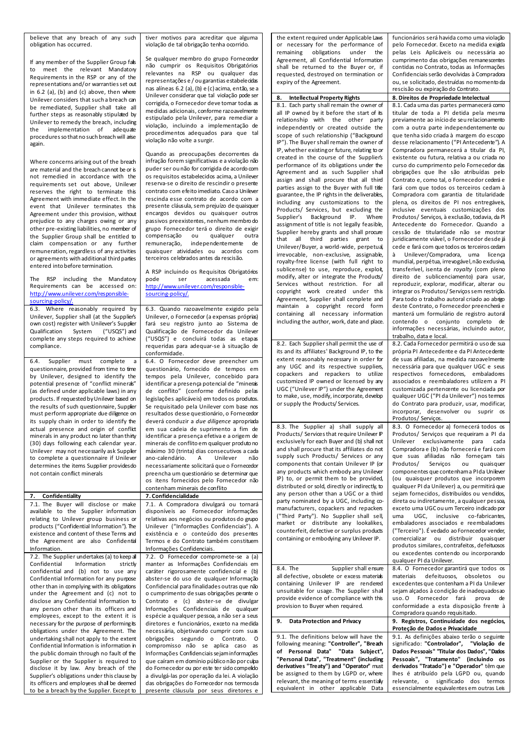believe that any breach of any such obligation has occurred.

If any member of the Supplier Group fails to meet the relevant Mandatory Requirements in the RSP or any of the representations and/or warranties set out in 6.2 (a), (b) and (c) above, then where Unilever considers that such a breach can be remediated, Supplier shall take all further steps as reasonably stipulated by Unilever to remedy the breach, including the implementation of adequate procedures so that no such breach will arise again.

Where concerns arising out of the breach are material and the breach cannot be or is not remedied in accordance with the requirements set out above, Unilever reserves the right to terminate this Agreement with immediate effect. In the event that Unilever terminates this Agreement under this provision, without prejudice to any charges owing or any other pre-existing liabilities, no member of the Supplier Group shall be entitled to claim compensation or any further remuneration, regardless of any activities or agreements with additional third parties entered into before termination.

The RSP including the Mandatory Requirements can be accessed on: http://www.unilever.com/responsible-sourcing-policy/.

6.3. Where reasonably required by Unilever, Supplier shall (at the Supplier's own cost) register with Unilever's Supplier Qualification System ("USQS") and complete any steps required to achieve compliance.

6.4. Supplier must complete a questionnaire, provided from time to time by Unilever, designed to identify the potential presence of "conflict minerals" (as defined under applicable laws) in any products. If requested by Unilever based on the results of such questionnaire, Supplier must perform appropriate due diligence on its supply chain in order to identify the actual presence and origin of conflict minerals in any product no later than thirty (30) days following each calendar year. Unilever may not necessarily ask Supplier to complete a questionnaire if Unilever determines the items Supplier provides do not contain conflict minerals

## 7. Confidentiality

7.1. The Buyer will disclose or make available to the Supplier information relating to Unilever group business or products ("Confidential Information"). The existence and content of these Terms and the Agreement are also Confidential Information.

7.2. The Supplier undertakes (a) to keep all Confidential Information strictly confidential and (b) not to use any Confidential Information for any purpose other than in complying with its obligations under the Agreement and (c) not to disclose any Confidential Information to any person other than its officers and employees, except to the extent it is necessary for the purpose of performing its obligations under the Agreement. The undertaking shall not apply to the extent Confidential Information is information in the public domain through no fault of the Supplier or the Supplier is required to disclose it by law. Any breach of the Supplier's obligations under this clause by its officers and employees shall be deemed to be a breach by the Supplier. Except to the extent required under Applicable Laws or necessary for the performance of remaining obligations under the Agreement, all Confidential Information shall be returned to the Buyer or, if requested, destroyed on termination or expiry of the Agreement.

## 8. Intellectual Property Rights

8.1. Each party shall remain the owner of all IP owned by it before the start of its relationship with the other party independently or created outside the scope of such relationship ("Background IP"). The Buyer shall remain the owner of IP, whether existing or future, relating to or created in the course of the Supplier's performance of its obligations under the Agreement and as such Supplier shall assign and shall procure that all third parties assign to the Buyer with full title guarantee, the IP rights in the deliverables, including any customizations to the Products/ Services, but excluding the Supplier's Background IP. Where assignment of title is not legally feasible, Supplier hereby grants and shall procure that all third parties grant to Unilever/Buyer, a world-wide, perpetual, irrevocable, non-exclusive, assignable, royalty-free license (with full right to sublicense) to use, reproduce, exploit, modify, alter or integrate the Products/ Services without restriction. For all copyright work created under this Agreement, Supplier shall complete and maintain a copyright record form containing all necessary information including the author, work, date and place.

8.2. Each Supplier shall permit the use of its and its affiliates' Background IP, to the extent reasonably necessary in order for any UGC and its respective suppliers, copackers and repackers to utilize customized IP owned or licensed by any UGC ("Unilever IP") under the Agreement to make, use, modify, incorporate, develop or supply the Products/Services.

8.3. The Supplier a) shall supply all Products/ Services that require Unilever IP exclusively for each Buyer and (b) shall not and shall procure that its affiliates do not supply such Products/ Services or any components that contain Unilever IP (or any products which embody any Unilever IP) to, or permit them to be provided, distributed or sold, directly or indirectly, to any person other than a UGC or a third party nominated by a UGC, including co-manufacturers, copackers and repackers ("Third Party"). No Supplier shall sell, market or distribute any lookalikes, counterfeit, defective or surplus products containing or embodying any Unilever IP.

8.4. The Supplier shall ensure all defective, obsolete or excess materials containing Unilever IP are rendered unsuitable for usage. The Supplier shall provide evidence of compliance with this provision to Buyer when required.

## 9. Data Protection and Privacy

9.1. The definitions below will have the following meaning: **"Controller"**, **"Breach of Personal Data"** **"Data Subject"**, **"Personal Data"**, **"Treatment" (including derivatives "Treaty") and "Operator"** must be assigned to them by LGPD or, where relevant, the meaning of terms essentially equivalent in other applicable Data

---

tiver motivos para acreditar que alguma violação de tal obrigação tenha ocorrido.

Se qualquer membro do grupo Fornecedor não cumprir os Requisitos Obrigatórios relevantes na RSP ou qualquer das representações e / ou garantias estabelecidas nas alíneas 6.2 (a), (b) e (c) acima, então, se a Unilever considerar que tal violação pode ser corrigida, o Fornecedor deve tomar todas as medidas adicionais, conforme razoavelmente estipulado pela Unilever, para remediar a violação, incluindo a implementação de procedimentos adequados para que tal violação não volte a surgir.

Quando as preocupações decorrentes da infração forem significativas e a violação não puder ser ou não for corrigida de acordo com os requisitos estabelecidos acima, a Unilever reserva-se o direito de rescindir o presente contrato com efeito imediato. Caso a Unilever rescinda esse contrato de acordo com a presente cláusula, sem prejuízo de quaisquer encargos devidos ou quaisquer outros passivos preexistentes, nenhum membro do grupo Fornecedor terá o direito de exigir compensação ou qualquer outra remuneração, independentemente de quaisquer atividades ou acordos com terceiros celebrados antes da rescisão.

A RSP incluindo os Requisitos Obrigatórios pode ser acessada em: http://www.unilever.com/responsible-sourcing-policy/.

6.3. Quando razoavelmente exigido pela Unilever, o Fornecedor (a expensas próprias) fará seu registro junto ao Sistema de Qualificação de Fornecedor da Unilever ("USQS") e concluirá todas as etapas requeridas para adequar-se à situação de conformidade.

6.4. O Fornecedor deve preencher um questionário, fornecido de tempos em tempos pela Unilever, concebido para identificar a presença potencial de "minerais de conflito" (conforme definido pelas legislações aplicáveis) em todos os produtos. Se requisitado pela Unilever com base nos resultados desse questionário, o Fornecedor deverá conduzir a *due diligence* apropriada em sua cadeia de suprimento a fim de identificar a presença efetiva e a origem de minerais de conflito em qualquer produto no máximo 30 (trinta) dias consecutivos a cada ano-calendário. A Unilever não necessariamente solicitará que o Fornecedor preencha um questionário se determinar que os itens fornecidos pelo Fornecedor não contenham minerais de conflito

## 7. Confidencialidade

7.1. A Compradora divulgará ou tornará disponíveis ao Fornecedor informações relativas aos negócios ou produtos do grupo Unilever ("Informações Confidenciais"). A existência e o conteúdo dos presentes Termos e do Contrato também constituem Informações Confidenciais.

7.2. O Fornecedor compromete-se a (a) manter as Informações Confidenciais em caráter rigorosamente confidencial e (b) abster-se do uso de qualquer Informação Confidencial para finalidades outras que não o cumprimento de suas obrigações perante o Contrato e (c) abster-se de divulgar Informações Confidenciais de qualquer espécie a qualquer pessoa, a não ser a seus diretores e funcionários, exceto na medida necessária, objetivando cumprir com suas obrigações segundo o Contrato. O compromisso não se aplica caso as Informações Confidenciais sejam informações que caíram em domínio público não por culpa do Fornecedor ou por este ter sido compelido a divulgá-las por operação da lei. A violação das obrigações do Fornecedor nos termos da presente cláusula por seus diretores e funcionários será havida como uma violação pelo Fornecedor. Exceto na medida exigida pelas Leis Aplicáveis ou necessária ao cumprimento das obrigações remanescentes contidas no Contrato, todas as Informações Confidenciais serão devolvidas à Compradora ou, se solicitado, destruídas no momento da rescisão ou expiração do Contrato.

## 8. Direitos de Propriedade Intelectual

8.1. Cada uma das partes permanecerá como titular de toda a PI detida pela mesma previamente ao início de seu relacionamento com a outra parte independentemente ou que tenha sido criada à margem do escopo desse relacionamento ("PI Antecedente"). A Compradora permanecerá a titular da PI, existente ou futura, relativa a ou criada no curso do cumprimento pelo Fornecedor das obrigações que lhe são atribuídas pelo Contrato e, como tal, o Fornecedor cederá e fará com que todos os terceiros cedam à Compradora com garantia de titularidade plena, os direitos de PI nos entregáveis, inclusive eventuais customizações dos Produtos/ Serviços, à exclusão, todavia, da PI Antecedente do Fornecedor. Quando a cessão de titularidade não se mostrar juridicamente viável, o Fornecedor desde já cede e fará com que todos os terceiros cedam à Unilever/Compradora, uma licença mundial, perpétua, irrevogável, não exclusiva, transferível, isenta de *royalty* (com pleno direito de sublicenciamento) para usar, reproduzir, explorar, modificar, alterar ou integrar os Produtos/ Serviços sem restrição. Para todo o trabalho autoral criado ao abrigo deste Contrato, o Fornecedor preencherá e manterá um formulário de registro autoral contendo o conjunto completo de informações necessárias, incluindo autor, trabalho, data e local.

8.2. Cada Fornecedor permitirá o uso de sua própria PI Antecedente e da PI Antecedente de suas afiliadas, na medida razoavelmente necessária para que qualquer UGC e seus respectivos fornecedores, embaladores associados e reembaladores utilizem a PI customizada pertencente ou licenciada por qualquer UGC ("PI da Unilever") nos termos do Contrato para produzir, usar, modificar, incorporar, desenvolver ou suprir os Produtos/ Serviços.

8.3. O Fornecedor a) fornecerá todos os Produtos/ Serviços que requeiram a PI da Unilever exclusivamente para cada Compradora e (b) não fornecerá e fará com que suas afiliadas não forneçam tais Produtos/ Serviços ou quaisquer componentes que contenham a PI da Unilever (ou quaisquer produtos que incorporem qualquer PI da Unilever) a, ou permitirá que sejam fornecidos, distribuídos ou vendidos, direta ou indiretamente, a qualquer pessoa, exceto uma UGC ou um Terceiro indicado por uma UGC, inclusive co-fabricantes, embaladores associados e reembaladores ("Terceiro"). É vedado ao Fornecedor vender, comercializar ou distribuir quaisquer produtos similares, contrafeitos, defeituosos ou excedentes contendo ou incorporando qualquer PI da Unilever.

8.4. O Fornecedor garantirá que todos os materiais defeituosos, obsoletos ou excedentes que contenham a PI da Unilever sejam alçados à condição de inadequados ao uso. O Fornecedor fará prova de conformidade a esta disposição frente à Compradora quando requisitado.

## 9. Registros, Continuidade dos negócios, Proteção de Dados e Privacidade

9.1. As definições abaixo terão o seguinte significado: **"Controlador"**, **"Violação de Dados Pessoais"** **"Titular dos Dados"**, **"Dados Pessoais"**, **"Tratamento" (incluindo os derivados "Tratado") e "Operador"** têm que lhes é atribuído pela LGPD ou, quando relevante, o significado dos termos essencialmente equivalentes em outras Leis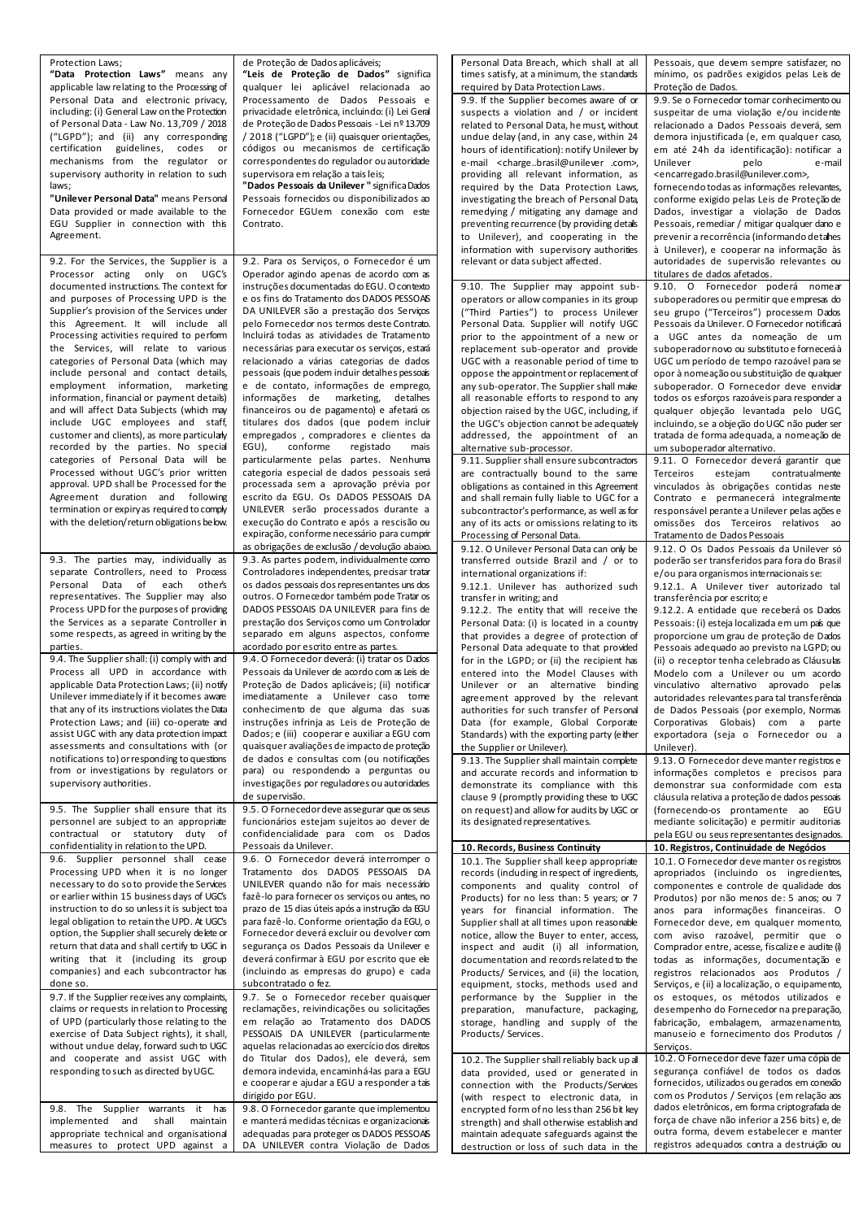| English | Português |
|---|---|
| Protection Laws; | de Proteção de Dados aplicáveis; |
| **"Data Protection Laws"** means any applicable law relating to the Processing of Personal Data and electronic privacy, including: (i) General Law on the Protection of Personal Data - Law No. 13,709 / 2018 ("LGPD"); and (ii) any corresponding certification guidelines, codes or mechanisms from the regulator or supervisory authority in relation to such laws; | **"Leis de Proteção de Dados"** significa qualquer lei aplicável relacionada ao Processamento de Dados Pessoais e privacidade eletrônica, incluindo: (i) Lei Geral de Proteção de Dados Pessoais - Lei nº 13.709 / 2018 ("LGPD"); e (ii) quaisquer orientações, códigos ou mecanismos de certificação correspondentes do regulador ou autoridade supervisora em relação a tais leis; |
| **"Unilever Personal Data"** means Personal Data provided or made available to the EGU Supplier in connection with this Agreement. | **"Dados Pessoais da Unilever "** significa Dados Pessoais fornecidos ou disponibilizados ao Fornecedor EGUem conexão com este Contrato. |
| 9.2. For the Services, the Supplier is a Processor acting only on UGC's documented instructions. The context for and purposes of Processing UPD is the Supplier's provision of the Services under this Agreement. It will include all Processing activities required to perform the Services, will relate to various categories of Personal Data (which may include personal and contact details, employment information, marketing information, financial or payment details) and will affect Data Subjects (which may include UGC employees and staff, customer and clients), as more particularly recorded by the parties. No special categories of Personal Data will be Processed without UGC's prior written approval. UPD shall be Processed for the Agreement duration and following termination or expiry as required to comply with the deletion/return obligations below. | 9.2. Para os Serviços, o Fornecedor é um Operador agindo apenas de acordo com as instruções documentadas do EGU. O contexto e os fins do Tratamento dos DADOS PESSOAIS DA UNILEVER são a prestação dos Serviços pelo Fornecedor nos termos deste Contrato. Incluirá todas as atividades de Tratamento necessárias para executar os serviços, estará relacionado a várias categorias de dados pessoais (que podem incluir detalhes pessoais e de contato, informações de emprego, informações de marketing, detalhes financeiros ou de pagamento) e afetará os titulares dos dados (que podem incluir empregados , compradores e clientes da EGU), conforme registado mais particularmente pelas partes. Nenhuma categoria especial de dados pessoais será processada sem a aprovação prévia por escrito da EGU. Os DADOS PESSOAIS DA UNILEVER serão processados durante a execução do Contrato e após a rescisão ou expiração, conforme necessário para cumprir as obrigações de exclusão / devolução abaixo. |
| 9.3. The parties may, individually as separate Controllers, need to Process Personal Data of each other's representatives. The Supplier may also Process UPD for the purposes of providing the Services as a separate Controller in some respects, as agreed in writing by the parties. | 9.3. As partes podem, individualmente como Controladores independentes, precisar tratar os dados pessoais dos representantes uns dos outros. O Fornecedor também pode Tratar os DADOS PESSOAIS DA UNILEVER para fins de prestação dos Serviços como um Controlador separado em alguns aspectos, conforme acordado por escrito entre as partes. |
| 9.4. The Supplier shall: (i) comply with and Process all UPD in accordance with applicable Data Protection Laws; (ii) notify Unilever immediately if it becomes aware that any of its instructions violates the Data Protection Laws; and (iii) co-operate and assist UGC with any data protection impact assessments and consultations with (or notifications to) or responding to questions from or investigations by regulators or supervisory authorities. | 9.4. O Fornecedor deverá: (i) tratar os Dados Pessoais da Unilever de acordo com as Leis de Proteção de Dados aplicáveis; (ii) notificar imediatamente a Unilever caso tome conhecimento de que alguma das suas instruções infrinja as Leis de Proteção de Dados; e (iii) cooperar e auxiliar a EGU com quaisquer avaliações de impacto de proteção de dados e consultas com (ou notificações para) ou respondendo a perguntas ou investigações por reguladores ou autoridades de supervisão. |
| 9.5. The Supplier shall ensure that its personnel are subject to an appropriate contractual or statutory duty of confidentiality in relation to the UPD. | 9.5. O Fornecedor deve assegurar que os seus funcionários estejam sujeitos ao dever de confidencialidade para com os Dados Pessoais da Unilever. |
| 9.6. Supplier personnel shall cease Processing UPD when it is no longer necessary to do so to provide the Services or earlier within 15 business days of UGC's instruction to do so unless it is subject to legal obligation to retain the UPD. At UGC's option, the Supplier shall securely delete or return that data and shall certify to UGC in writing that it (including its group companies) and each subcontractor has done so. | 9.6. O Fornecedor deverá interromper o Tratamento dos DADOS PESSOAIS DA UNILEVER quando não for mais necessário fazê-lo para prestar os Serviços ou antes, no prazo de 15 dias úteis após a instrução da EGU para fazê-lo. Conforme orientação da EGU, o Fornecedor deverá excluir ou devolver com segurança os Dados Pessoais da Unilever e deverá confirmar à EGU por escrito que ele (incluindo as empresas do grupo) e cada subcontratado o fez. |
| 9.7. If the Supplier receives any complaints, claims or requests in relation to Processing of UPD (particularly those relating to the exercise of Data Subject rights), it shall, without undue delay, forward such to UGC and cooperate and assist UGC with responding to such as directed by UGC. | 9.7. Se o Fornecedor receber quaisquer reclamações, reivindicações ou solicitações em relação ao Tratamento dos DADOS PESSOAIS DA UNILEVER (particularmente aquelas relacionadas ao exercício dos direitos do Titular dos Dados), ele deverá, sem demora indevida, encaminhá-las para a EGU e cooperar e ajudar a EGU a responder a tais dirigido por EGU. |
| 9.8. The Supplier warrants it has implemented and shall maintain appropriate technical and organisational measures to protect UPD against a Personal Data Breach, which shall at all times satisfy, at a minimum, the standards required by Data Protection Laws. | 9.8. O Fornecedor garante que implementou e manterá medidas técnicas e organizacionais adequadas para proteger os DADOS PESSOAIS DA UNILEVER contra Violação de Dados Pessoais, que devem sempre satisfazer, no mínimo, os padrões exigidos pelas Leis de Proteção de Dados. |
| 9.9. If the Supplier becomes aware of or suspects a violation and / or incident related to Personal Data, he must, without undue delay (and, in any case, within 24 hours of identification): notify Unilever by e-mail <charge..brasil@unilever .com>, providing all relevant information, as required by the Data Protection Laws, investigating the breach of Personal Data, remedying / mitigating any damage and preventing recurrence (by providing details to Unilever), and cooperating in the information with supervisory authorities relevant or data subject affected. | 9.9. Se o Fornecedor tomar conhecimento ou suspeitar de uma violação e/ou incidente relacionado a Dados Pessoais deverá, sem demora injustificada (e, em qualquer caso, em até 24h da identificação): notificar a Unilever pelo e-mail <encarregado.brasil@unilever.com>, fornecendo todas as informações relevantes, conforme exigido pelas Leis de Proteção de Dados, investigar a violação de Dados Pessoais, remediar / mitigar qualquer dano e prevenir a recorrência (informando detalhes à Unilever), e cooperar na informação às autoridades de supervisão relevantes ou titulares de dados afetados. |
| 9.10. The Supplier may appoint sub-operators or allow companies in its group ("Third Parties") to process Unilever Personal Data. Supplier will notify UGC prior to the appointment of a new or replacement sub-operator and provide UGC with a reasonable period of time to oppose the appointment or replacement of any sub-operator. The Supplier shall make all reasonable efforts to respond to any objection raised by the UGC, including, if the UGC's objection cannot be adequately addressed, the appointment of an alternative sub-processor. | 9.10. O Fornecedor poderá nomear suboperadores ou permitir que empresas do seu grupo ("Terceiros") processem Dados Pessoais da Unilever. O Fornecedor notificará a UGC antes da nomeação de um suboperador novo ou substituto e fornecerá à UGC um período de tempo razoável para se opor à nomeação ou substituição de qualquer suboperador. O Fornecedor deve envidar todos os esforços razoáveis para responder a qualquer objeção levantada pelo UGC, incluindo, se a objeção do UGC não puder ser tratada de forma adequada, a nomeação de um suboperador alternativo. |
| 9.11. Supplier shall ensure subcontractors are contractually bound to the same obligations as contained in this Agreement and shall remain fully liable to UGC for a subcontractor's performance, as well as for any of its acts or omissions relating to its Processing of Personal Data. | 9.11. O Fornecedor deverá garantir que Terceiros estejam contratualmente vinculados às obrigações contidas neste Contrato e permanecerá integralmente responsável perante a Unilever pelas ações e omissões dos Terceiros relativos ao Tratamento de Dados Pessoais |
| 9.12. O Unilever Personal Data can only be transferred outside Brazil and / or to international organizations if:<br>9.12.1. Unilever has authorized such transfer in writing; and<br>9.12.2. The entity that will receive the Personal Data: (i) is located in a country that provides a degree of protection of Personal Data adequate to that provided for in the LGPD; or (ii) the recipient has entered into the Model Clauses with Unilever or an alternative binding agreement approved by the relevant authorities for such transfer of Personal Data (for example, Global Corporate Standards) with the exporting party (either the Supplier or Unilever). | 9.12. O Os Dados Pessoais da Unilever só poderão ser transferidos para fora do Brasil e/ou para organismos internacionais se:<br>9.12.1. A Unilever tiver autorizado tal transferência por escrito; e<br>9.12.2. A entidade que receberá os Dados Pessoais: (i) esteja localizada em um país que proporcione um grau de proteção de Dados Pessoais adequado ao previsto na LGPD; ou (ii) o receptor tenha celebrado as Cláusulas Modelo com a Unilever ou um acordo vinculativo alternativo aprovado pelas autoridades relevantes para tal transferência de Dados Pessoais (por exemplo, Normas Corporativas Globais) com a parte exportadora (seja o Fornecedor ou a Unilever). |
| 9.13. The Supplier shall maintain complete and accurate records and information to demonstrate its compliance with this clause 9 (promptly providing these to UGC on request) and allow for audits by UGC or its designated representatives. | 9.13. O Fornecedor deve manter registros e informações completos e precisos para demonstrar sua conformidade com esta cláusula relativa a proteção de dados pessoais (fornecendo-os prontamente ao EGU mediante solicitação) e permitir auditorias pela EGU ou seus representantes designados. |
| **10. Records, Business Continuity** | **10. Registros, Continuidade de Negócios** |
| 10.1. The Supplier shall keep appropriate records (including in respect of ingredients, components and quality control of Products) for no less than: 5 years; or 7 years for financial information. The Supplier shall at all times upon reasonable notice, allow the Buyer to enter, access, inspect and audit (i) all information, documentation and records related to the Products/ Services, and (ii) the location, equipment, stocks, methods used and performance by the Supplier in the preparation, manufacture, packaging, storage, handling and supply of the Products/ Services. | 10.1. O Fornecedor deve manter os registros apropriados (incluindo os ingredientes, componentes e controle de qualidade dos Produtos) por não menos de: 5 anos; ou 7 anos para informações financeiras. O Fornecedor deve, em qualquer momento, com aviso razoável, permitir que o Comprador entre, acesse, fiscalize e audite (i) todas as informações, documentação e registros relacionados aos Produtos / Serviços, e (ii) a localização, o equipamento, os estoques, os métodos utilizados e desempenho do Fornecedor na preparação, fabricação, embalagem, armazenamento, manuseio e fornecimento dos Produtos / Serviços. |
| 10.2. The Supplier shall reliably back up all data provided, used or generated in connection with the Products/Services (with respect to electronic data, in encrypted form of no less than 256 bit key strength) and shall otherwise establish and maintain adequate safeguards against the destruction or loss of such data in the | 10.2. O Fornecedor deve fazer uma cópia de segurança confiável de todos os dados fornecidos, utilizados ou gerados em conexão com os Produtos / Serviços (em relação aos dados eletrônicos, em forma criptografada de força de chave não inferior a 256 bits) e, de outra forma, devem estabelecer e manter registros adequados contra a destruição ou |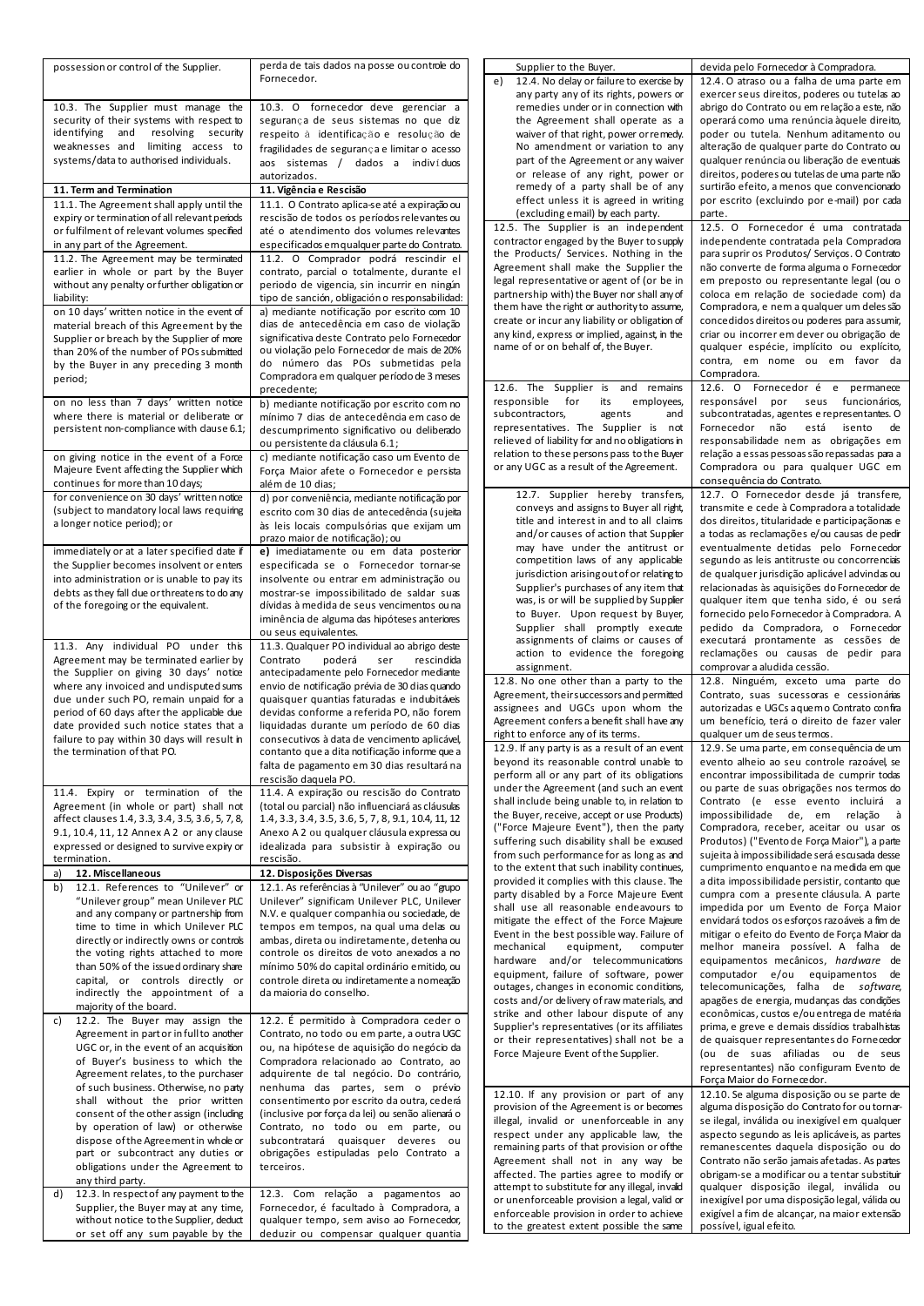| | |
|---|---|
| possession or control of the Supplier. | perda de tais dados na posse ou controle do Fornecedor. |
| 10.3. The Supplier must manage the security of their systems with respect to identifying and resolving security weaknesses and limiting access to systems/data to authorised individuals. | 10.3. O fornecedor deve gerenciar a segurança de seus sistemas no que diz respeito à identificação e resolução de fragilidades de segurança e limitar o acesso aos sistemas / dados a indivíduos autorizados. |
| **11. Term and Termination** | **11. Vigência e Rescisão** |
| 11.1. The Agreement shall apply until the expiry or termination of all relevant periods or fulfilment of relevant volumes specified in any part of the Agreement. | 11.1. O Contrato aplica-se até a expiração ou rescisão de todos os períodos relevantes ou até o atendimento dos volumes relevantes especificados em qualquer parte do Contrato. |
| 11.2. The Agreement may be terminated earlier in whole or part by the Buyer without any penalty or further obligation or liability: | 11.2. O Comprador podrá rescindir el contrato, parcial o totalmente, durante el periodo de vigencia, sin incurrir en ningún tipo de sanción, obligación o responsabilidad: |
| on 10 days' written notice in the event of material breach of this Agreement by the Supplier or breach by the Supplier of more than 20% of the number of POs submitted by the Buyer in any preceding 3 month period; | a) mediante notificação por escrito com 10 dias de antecedência em caso de violação significativa deste Contrato pelo Fornecedor ou violação pelo Fornecedor de mais de 20% do número dos POs submetidas pela Compradora em qualquer período de 3 meses precedente; |
| on no less than 7 days' written notice where there is material or deliberate or persistent non-compliance with clause 6.1; | b) mediante notificação por escrito com no mínimo 7 dias de antecedência em caso de descumprimento significativo ou deliberado ou persistente da cláusula 6.1; |
| on giving notice in the event of a Force Majeure Event affecting the Supplier which continues for more than 10 days; | c) mediante notificação caso um Evento de Força Maior afete o Fornecedor e persista além de 10 dias; |
| for convenience on 30 days' written notice (subject to mandatory local laws requiring a longer notice period); or | d) por conveniência, mediante notificação por escrito com 30 dias de antecedência (sujeita às leis locais compulsórias que exijam um prazo maior de notificação); ou |
| immediately or at a later specified date if the Supplier becomes insolvent or enters into administration or is unable to pay its debts as they fall due or threatens to do any of the foregoing or the equivalent. | **e)** imediatamente ou em data posterior especificada se o Fornecedor tornar-se insolvente ou entrar em administração ou mostrar-se impossibilitado de saldar suas dívidas à medida de seus vencimentos ou na iminência de alguma das hipóteses anteriores ou seus equivalentes. |
| 11.3. Any individual PO under this Agreement may be terminated earlier by the Supplier on giving 30 days' notice where any invoiced and undisputed sums due under such PO, remain unpaid for a period of 60 days after the applicable due date provided such notice states that a failure to pay within 30 days will result in the termination of that PO. | 11.3. Qualquer PO individual ao abrigo deste Contrato poderá ser rescindida antecipadamente pelo Fornecedor mediante envio de notificação prévia de 30 dias quando quaisquer quantias faturadas e indubitáveis devidas conforme a referida PO, não forem liquidadas durante um período de 60 dias consecutivos à data de vencimento aplicável, contanto que a dita notificação informe que a falta de pagamento em 30 dias resultará na rescisão daquela PO. |
| 11.4. Expiry or termination of the Agreement (in whole or part) shall not affect clauses 1.4, 3.3, 3.4, 3.5, 3.6, 5, 7, 8, 9.1, 10.4, 11, 12 Annex A 2 or any clause expressed or designed to survive expiry or termination. | 11.4. A expiração ou rescisão do Contrato (total ou parcial) não influenciará as cláusulas 1.4, 3.3, 3.4, 3.5, 3.6, 5, 7, 8, 9.1, 10.4, 11, 12 Anexo A 2 ou qualquer cláusula expressa ou idealizada para subsistir à expiração ou rescisão. |
| a) **12. Miscellaneous** | **12. Disposições Diversas** |
| b) 12.1. References to "Unilever" or "Unilever group" mean Unilever PLC and any company or partnership from time to time in which Unilever PLC directly or indirectly owns or controls the voting rights attached to more than 50% of the issued ordinary share capital, or controls directly or indirectly the appointment of a majority of the board. | 12.1. As referências à "Unilever" ou ao "grupo Unilever" significam Unilever PLC, Unilever N.V. e qualquer companhia ou sociedade, de tempos em tempos, na qual uma delas ou ambas, direta ou indiretamente, detenha ou controle os direitos de voto anexados a no mínimo 50% do capital ordinário emitido, ou controle direta ou indiretamente a nomeação da maioria do conselho. |
| c) 12.2. The Buyer may assign the Agreement in part or in full to another UGC or, in the event of an acquisition of Buyer's business to which the Agreement relates, to the purchaser of such business. Otherwise, no party shall without the prior written consent of the other assign (including by operation of law) or otherwise dispose of the Agreement in whole or part or subcontract any duties or obligations under the Agreement to any third party. | 12.2. É permitido à Compradora ceder o Contrato, no todo ou em parte, a outra UGC ou, na hipótese de aquisição do negócio da Compradora relacionado ao Contrato, ao adquirente de tal negócio. Do contrário, nenhuma das partes, sem o prévio consentimento por escrito da outra, cederá (inclusive por força da lei) ou senão alienará o Contrato, no todo ou em parte, ou subcontratará quaisquer deveres ou obrigações estipuladas pelo Contrato a terceiros. |
| d) 12.3. In respect of any payment to the Supplier, the Buyer may at any time, without notice to the Supplier, deduct or set off any sum payable by the Supplier to the Buyer. | 12.3. Com relação a pagamentos ao Fornecedor, é facultado à Compradora, a qualquer tempo, sem aviso ao Fornecedor, deduzir ou compensar qualquer quantia devida pelo Fornecedor à Compradora. |
| e) 12.4. No delay or failure to exercise by any party any of its rights, powers or remedies under or in connection with the Agreement shall operate as a waiver of that right, power or remedy. No amendment or variation to any part of the Agreement or any waiver or release of any right, power or remedy of a party shall be of any effect unless it is agreed in writing (excluding email) by each party. | 12.4. O atraso ou a falha de uma parte em exercer seus direitos, poderes ou tutelas ao abrigo do Contrato ou em relação a este, não operará como uma renúncia àquele direito, poder ou tutela. Nenhum aditamento ou alteração de qualquer parte do Contrato ou qualquer renúncia ou liberação de eventuais direitos, poderes ou tutelas de uma parte não surtirão efeito, a menos que convencionado por escrito (excluindo por e-mail) por cada parte. |
| 12.5. The Supplier is an independent contractor engaged by the Buyer to supply the Products/ Services. Nothing in the Agreement shall make the Supplier the legal representative or agent of (or be in partnership with) the Buyer nor shall any of them have the right or authority to assume, create or incur any liability or obligation of any kind, express or implied, against, in the name of or on behalf of, the Buyer. | 12.5. O Fornecedor é uma contratada independente contratada pela Compradora para suprir os Produtos/ Serviços. O Contrato não converte de forma alguma o Fornecedor em preposto ou representante legal (ou o coloca em relação de sociedade com) da Compradora, e nem a qualquer um deles são concedidos direitos ou poderes para assumir, criar ou incorrer em dever ou obrigação de qualquer espécie, implícito ou explícito, contra, em nome ou em favor da Compradora. |
| 12.6. The Supplier is and remains responsible for its employees, subcontractors, agents and representatives. The Supplier is not relieved of liability for and no obligations in relation to these persons pass to the Buyer or any UGC as a result of the Agreement. | 12.6. O Fornecedor é e permanece responsável por seus funcionários, subcontratadas, agentes e representantes. O Fornecedor não está isento de responsabilidade nem as obrigações em relação a essas pessoas são repassadas para a Compradora ou para qualquer UGC em consequência do Contrato. |
| 12.7. Supplier hereby transfers, conveys and assigns to Buyer all right, title and interest in and to all claims and/or causes of action that Supplier may have under the antitrust or competition laws of any applicable jurisdiction arising out of or relating to Supplier's purchases of any item that was, is or will be supplied by Supplier to Buyer. Upon request by Buyer, Supplier shall promptly execute assignments of claims or causes of action to evidence the foregoing assignment. | 12.7. O Fornecedor desde já transfere, transmite e cede à Compradora a totalidade dos direitos, titularidade e participações e a todas as reclamações e/ou causas de pedir eventualmente detidas pelo Fornecedor segundo as leis antitruste ou concorrenciais de qualquer jurisdição aplicável advindas ou relacionadas às aquisições do Fornecedor de qualquer item que tenha sido, é ou será fornecido pelo Fornecedor à Compradora. A pedido da Compradora, o Fornecedor executará prontamente as cessões de reclamações ou causas de pedir para comprovar a aludida cessão. |
| 12.8. No one other than a party to the Agreement, their successors and permitted assignees and UGCs upon whom the Agreement confers a benefit shall have any right to enforce any of its terms. | 12.8. Ninguém, exceto uma parte do Contrato, suas sucessoras e cessionárias autorizadas e UGCs a quem o Contrato confira um benefício, terá o direito de fazer valer qualquer um de seus termos. |
| 12.9. If any party is as a result of an event beyond its reasonable control unable to perform all or any part of its obligations under the Agreement (and such an event shall include being unable to, in relation to the Buyer, receive, accept or use Products) ("Force Majeure Event"), then the party suffering such disability shall be excused from such performance for as long as and to the extent that such inability continues, provided it complies with this clause. The party disabled by a Force Majeure Event shall use all reasonable endeavours to mitigate the effect of the Force Majeure Event in the best possible way. Failure of mechanical equipment, computer hardware and/or telecommunications equipment, failure of software, power outages, changes in economic conditions, costs and/or delivery of raw materials, and strike and other labour dispute of any Supplier's representatives (or its affiliates or their representatives) shall not be a Force Majeure Event of the Supplier. | 12.9. Se uma parte, em consequência de um evento alheio ao seu controle razoável, se encontrar impossibilitada de cumprir todas ou parte de suas obrigações nos termos do Contrato (e esse evento incluirá a impossibilidade de, em relação à Compradora, receber, aceitar ou usar os Produtos) ("Evento de Força Maior"), a parte sujeita à impossibilidade será escusada desse cumprimento enquanto e na medida em que a dita impossibilidade persistir, contanto que cumpra com a presente cláusula. A parte impedida por um Evento de Força Maior envidará todos os esforços razoáveis a fim de mitigar o efeito do Evento de Força Maior da melhor maneira possível. A falha de equipamentos mecânicos, *hardware* de computador e/ou equipamentos de telecomunicações, falha de *software*, apagões de energia, mudanças das condições econômicas, custos e/ou entrega de matéria prima, e greve e demais dissídios trabalhistas de quaisquer representantes do Fornecedor (ou de suas afiliadas ou de seus representantes) não configuram Evento de Força Maior do Fornecedor. |
| 12.10. If any provision or part of any provision of the Agreement is or becomes illegal, invalid or unenforceable in any respect under any applicable law, the remaining parts of that provision or of the Agreement shall not in any way be affected. The parties agree to modify or attempt to substitute for any illegal, invalid or unenforceable provision a legal, valid or enforceable provision in order to achieve to the greatest extent possible the same | 12.10. Se alguma disposição ou se parte de alguma disposição do Contrato for ou tornar-se ilegal, inválida ou inexigível em qualquer aspecto segundo as leis aplicáveis, as partes remanescentes daquela disposição ou do Contrato não serão jamais afetadas. As partes obrigam-se a modificar ou a tentar substituir qualquer disposição ilegal, inválida ou inexigível por uma disposição legal, válida ou exigível a fim de alcançar, na maior extensão possível, igual efeito. |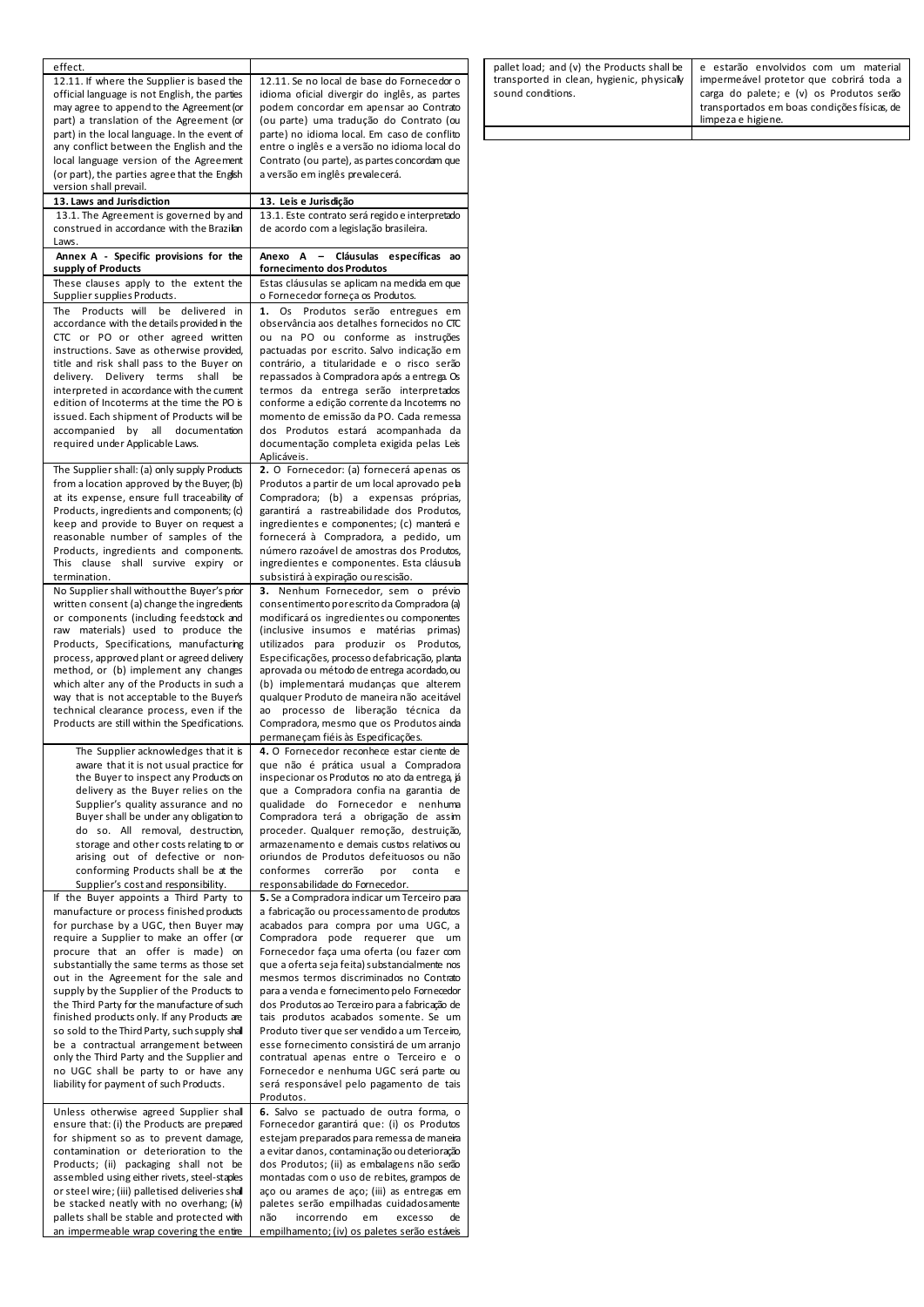| | |
|---|---|
| effect. | |
| 12.11. If where the Supplier is based the official language is not English, the parties may agree to append to the Agreement (or part) a translation of the Agreement (or part) in the local language. In the event of any conflict between the English and the local language version of the Agreement (or part), the parties agree that the English version shall prevail. | 12.11. Se no local de base do Fornecedor o idioma oficial divergir do inglês, as partes podem concordar em apensar ao Contrato (ou parte) uma tradução do Contrato (ou parte) no idioma local. Em caso de conflito entre o inglês e a versão no idioma local do Contrato (ou parte), as partes concordam que a versão em inglês prevalecerá. |
| **13. Laws and Jurisdiction** | **13. Leis e Jurisdição** |
| 13.1. The Agreement is governed by and construed in accordance with the Brazilian Laws. | 13.1. Este contrato será regido e interpretado de acordo com a legislação brasileira. |
| **Annex A - Specific provisions for the supply of Products** | **Anexo A – Cláusulas específicas ao fornecimento dos Produtos** |
| These clauses apply to the extent the Supplier supplies Products. | Estas cláusulas se aplicam na medida em que o Fornecedor forneça os Produtos. |
| The Products will be delivered in accordance with the details provided in the CTC or PO or other agreed written instructions. Save as otherwise provided, title and risk shall pass to the Buyer on delivery. Delivery terms shall be interpreted in accordance with the current edition of Incoterms at the time the PO is issued. Each shipment of Products will be accompanied by all documentation required under Applicable Laws. | **1.** Os Produtos serão entregues em observância aos detalhes fornecidos no CTC ou na PO ou conforme as instruções pactuadas por escrito. Salvo indicação em contrário, a titularidade e o risco serão repassados à Compradora após a entrega. Os termos da entrega serão interpretados conforme a edição corrente da Incoterms no momento de emissão da PO. Cada remessa dos Produtos estará acompanhada da documentação completa exigida pelas Leis Aplicáveis. |
| The Supplier shall: (a) only supply Products from a location approved by the Buyer; (b) at its expense, ensure full traceability of Products, ingredients and components; (c) keep and provide to Buyer on request a reasonable number of samples of the Products, ingredients and components. This clause shall survive expiry or termination. | **2.** O Fornecedor: (a) fornecerá apenas os Produtos a partir de um local aprovado pela Compradora; (b) a expensas próprias, garantirá a rastreabilidade dos Produtos, ingredientes e componentes; (c) manterá e fornecerá à Compradora, a pedido, um número razoável de amostras dos Produtos, ingredientes e componentes. Esta cláusula subsistirá à expiração ou rescisão. |
| No Supplier shall without the Buyer's prior written consent (a) change the ingredients or components (including feedstock and raw materials) used to produce the Products, Specifications, manufacturing process, approved plant or agreed delivery method, or (b) implement any changes which alter any of the Products in such a way that is not acceptable to the Buyer's technical clearance process, even if the Products are still within the Specifications. | **3.** Nenhum Fornecedor, sem o prévio consentimento por escrito da Compradora (a) modificará os ingredientes ou componentes (inclusive insumos e matérias primas) utilizados para produzir os Produtos, Especificações, processo de fabricação, planta aprovada ou método de entrega acordado, ou (b) implementará mudanças que alterem qualquer Produto de maneira não aceitável ao processo de liberação técnica da Compradora, mesmo que os Produtos ainda permaneçam fiéis às Especificações. |
| The Supplier acknowledges that it is aware that it is not usual practice for the Buyer to inspect any Products on delivery as the Buyer relies on the Supplier's quality assurance and no Buyer shall be under any obligation to do so. All removal, destruction, storage and other costs relating to or arising out of defective or non-conforming Products shall be at the Supplier's cost and responsibility. | **4.** O Fornecedor reconhece estar ciente de que não é prática usual a Compradora inspecionar os Produtos no ato da entrega, já que a Compradora confia na garantia de qualidade do Fornecedor e nenhuma Compradora terá a obrigação de assim proceder. Qualquer remoção, destruição, armazenamento e demais custos relativos ou oriundos de Produtos defeituosos ou não conformes correrão por conta e responsabilidade do Fornecedor. |
| If the Buyer appoints a Third Party to manufacture or process finished products for purchase by a UGC, then Buyer may require a Supplier to make an offer (or procure that an offer is made) on substantially the same terms as those set out in the Agreement for the sale and supply by the Supplier of the Products to the Third Party for the manufacture of such finished products only. If any Products are so sold to the Third Party, such supply shall be a contractual arrangement between only the Third Party and the Supplier and no UGC shall be party to or have any liability for payment of such Products. | **5.** Se a Compradora indicar um Terceiro para a fabricação ou processamento de produtos acabados para compra por uma UGC, a Compradora pode requerer que um Fornecedor faça uma oferta (ou fazer com que a oferta seja feita) substancialmente nos mesmos termos discriminados no Contrato para a venda e fornecimento pelo Fornecedor dos Produtos ao Terceiro para a fabricação de tais produtos acabados somente. Se um Produto tiver que ser vendido a um Terceiro, esse fornecimento consistirá de um arranjo contratual apenas entre o Terceiro e o Fornecedor e nenhuma UGC será parte ou será responsável pelo pagamento de tais Produtos. |
| Unless otherwise agreed Supplier shall ensure that: (i) the Products are prepared for shipment so as to prevent damage, contamination or deterioration to the Products; (ii) packaging shall not be assembled using either rivets, steel-staples or steel wire; (iii) palletised deliveries shall be stacked neatly with no overhang; (iv) pallets shall be stable and protected with an impermeable wrap covering the entire pallet load; and (v) the Products shall be transported in clean, hygienic, physically sound conditions. | **6.** Salvo se pactuado de outra forma, o Fornecedor garantirá que: (i) os Produtos estejam preparados para remessa de maneira a evitar danos, contaminação ou deterioração dos Produtos; (ii) as embalagens não serão montadas com o uso de rebites, grampos de aço ou arames de aço; (iii) as entregas em paletes serão empilhadas cuidadosamente não incorrendo em excesso de empilhamento; (iv) os paletes serão estáveis e estarão envolvidos com um material impermeável protetor que cobrirá toda a carga do palete; e (v) os Produtos serão transportados em boas condições físicas, de limpeza e higiene. |